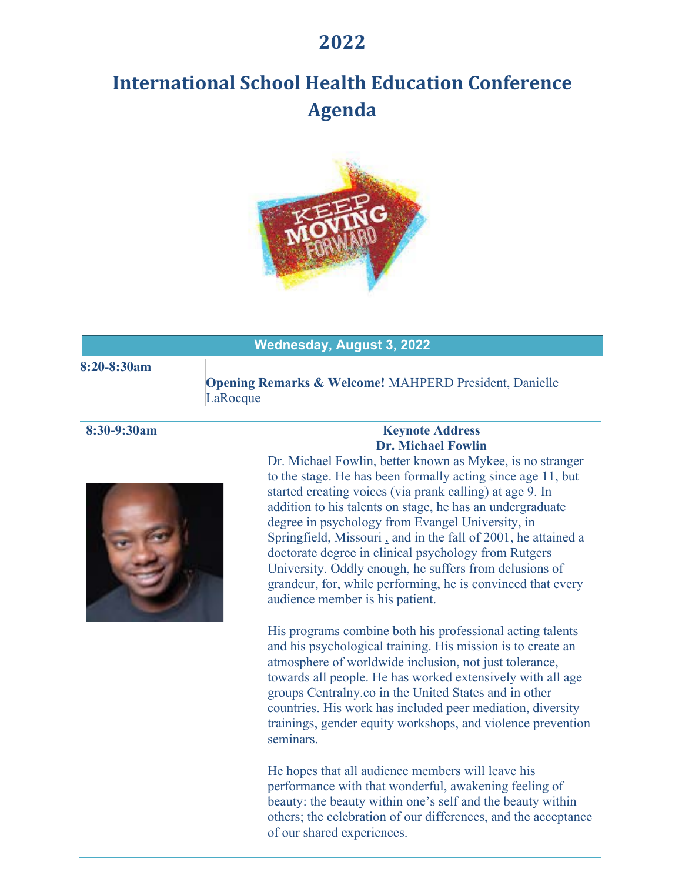# 2022

# International School Health Education Conference Agenda

| Wednesday, August 3, 2022 | |
|---|---|
| **8:20-8:30am** | **Opening Remarks & Welcome!** MAHPERD President, Danielle LaRocque |
| **8:30-9:30am** | **Keynote Address**<br>**Dr. Michael Fowlin**<br>Dr. Michael Fowlin, better known as Mykee, is no stranger to the stage. He has been formally acting since age 11, but started creating voices (via prank calling) at age 9. In addition to his talents on stage, he has an undergraduate degree in psychology from Evangel University, in Springfield, Missouri , and in the fall of 2001, he attained a doctorate degree in clinical psychology from Rutgers University. Oddly enough, he suffers from delusions of grandeur, for, while performing, he is convinced that every audience member is his patient.<br><br>His programs combine both his professional acting talents and his psychological training. His mission is to create an atmosphere of worldwide inclusion, not just tolerance, towards all people. He has worked extensively with all age groups Centralny.co in the United States and in other countries. His work has included peer mediation, diversity trainings, gender equity workshops, and violence prevention seminars.<br><br>He hopes that all audience members will leave his performance with that wonderful, awakening feeling of beauty: the beauty within one's self and the beauty within others; the celebration of our differences, and the acceptance of our shared experiences. |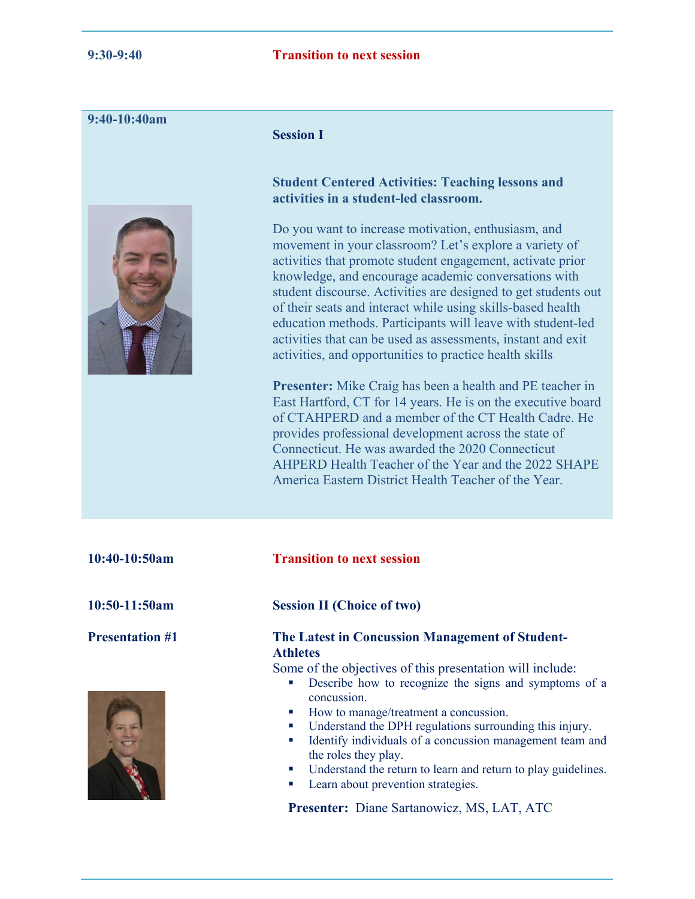**9:30-9:40** **Transition to next session**

**9:40-10:40am**

**Session I**

**Student Centered Activities: Teaching lessons and activities in a student-led classroom.**

Do you want to increase motivation, enthusiasm, and movement in your classroom? Let's explore a variety of activities that promote student engagement, activate prior knowledge, and encourage academic conversations with student discourse. Activities are designed to get students out of their seats and interact while using skills-based health education methods. Participants will leave with student-led activities that can be used as assessments, instant and exit activities, and opportunities to practice health skills

**Presenter:** Mike Craig has been a health and PE teacher in East Hartford, CT for 14 years. He is on the executive board of CTAHPERD and a member of the CT Health Cadre. He provides professional development across the state of Connecticut. He was awarded the 2020 Connecticut AHPERD Health Teacher of the Year and the 2022 SHAPE America Eastern District Health Teacher of the Year.

**10:40-10:50am** **Transition to next session**

**10:50-11:50am** **Session II (Choice of two)**

**Presentation #1**

**The Latest in Concussion Management of Student-Athletes**

Some of the objectives of this presentation will include:

- Describe how to recognize the signs and symptoms of a concussion.
- How to manage/treatment a concussion.
- Understand the DPH regulations surrounding this injury.
- Identify individuals of a concussion management team and the roles they play.
- Understand the return to learn and return to play guidelines.
- Learn about prevention strategies.

**Presenter:** Diane Sartanowicz, MS, LAT, ATC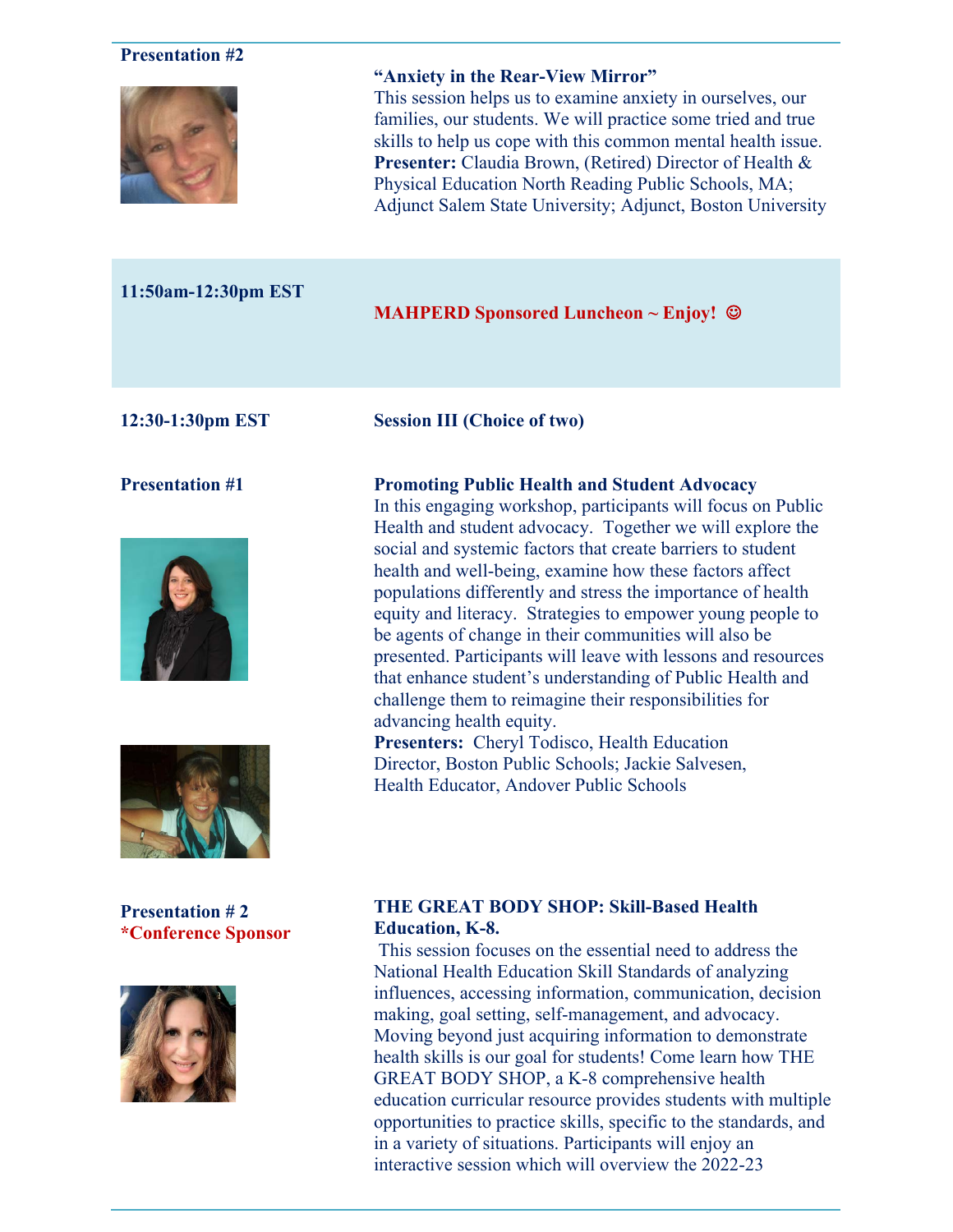**Presentation #2**

**"Anxiety in the Rear-View Mirror"**
This session helps us to examine anxiety in ourselves, our families, our students. We will practice some tried and true skills to help us cope with this common mental health issue.
**Presenter:** Claudia Brown, (Retired) Director of Health & Physical Education North Reading Public Schools, MA; Adjunct Salem State University; Adjunct, Boston University

**11:50am-12:30pm EST**

**MAHPERD Sponsored Luncheon ~ Enjoy! ☺**

**12:30-1:30pm EST**

**Session III (Choice of two)**

**Presentation #1**

**Promoting Public Health and Student Advocacy**
In this engaging workshop, participants will focus on Public Health and student advocacy. Together we will explore the social and systemic factors that create barriers to student health and well-being, examine how these factors affect populations differently and stress the importance of health equity and literacy. Strategies to empower young people to be agents of change in their communities will also be presented. Participants will leave with lessons and resources that enhance student's understanding of Public Health and challenge them to reimagine their responsibilities for advancing health equity.
**Presenters:** Cheryl Todisco, Health Education Director, Boston Public Schools; Jackie Salvesen, Health Educator, Andover Public Schools

**Presentation # 2**
***Conference Sponsor**

**THE GREAT BODY SHOP: Skill-Based Health Education, K-8.**
This session focuses on the essential need to address the National Health Education Skill Standards of analyzing influences, accessing information, communication, decision making, goal setting, self-management, and advocacy. Moving beyond just acquiring information to demonstrate health skills is our goal for students! Come learn how THE GREAT BODY SHOP, a K-8 comprehensive health education curricular resource provides students with multiple opportunities to practice skills, specific to the standards, and in a variety of situations. Participants will enjoy an interactive session which will overview the 2022-23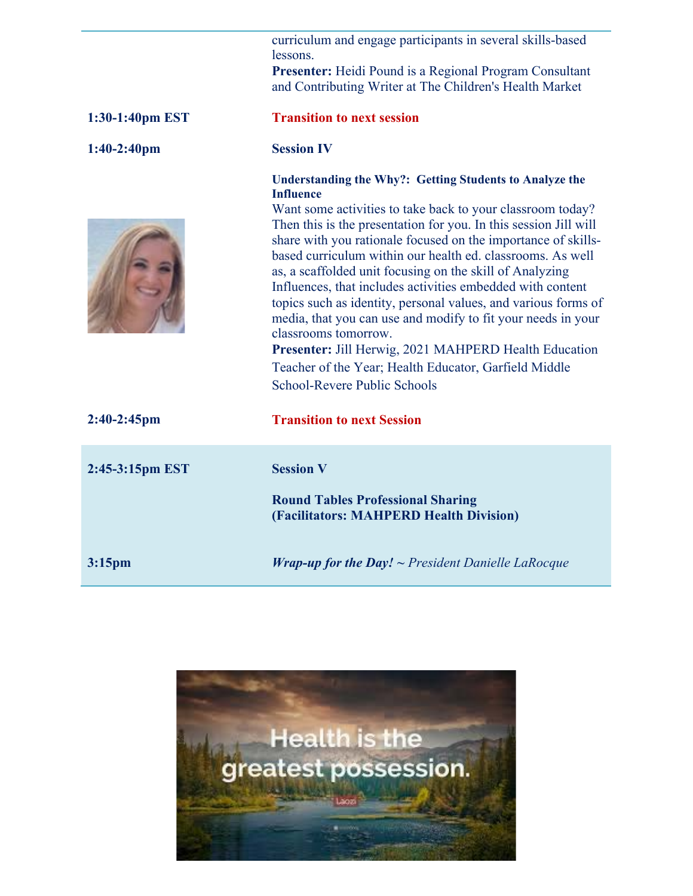| | |
|---|---|
| | curriculum and engage participants in several skills-based lessons.<br>**Presenter:** Heidi Pound is a Regional Program Consultant and Contributing Writer at The Children's Health Market |
| **1:30-1:40pm EST** | **Transition to next session** |
| **1:40-2:40pm** | **Session IV** |
| | **Understanding the Why?: Getting Students to Analyze the Influence**<br>Want some activities to take back to your classroom today? Then this is the presentation for you. In this session Jill will share with you rationale focused on the importance of skills-based curriculum within our health ed. classrooms. As well as, a scaffolded unit focusing on the skill of Analyzing Influences, that includes activities embedded with content topics such as identity, personal values, and various forms of media, that you can use and modify to fit your needs in your classrooms tomorrow.<br>**Presenter:** Jill Herwig, 2021 MAHPERD Health Education Teacher of the Year; Health Educator, Garfield Middle School-Revere Public Schools |
| **2:40-2:45pm** | **Transition to next Session** |
| **2:45-3:15pm EST** | **Session V**<br><br>**Round Tables Professional Sharing (Facilitators: MAHPERD Health Division)** |
| **3:15pm** | ***Wrap-up for the Day!*** *~ President Danielle LaRocque* |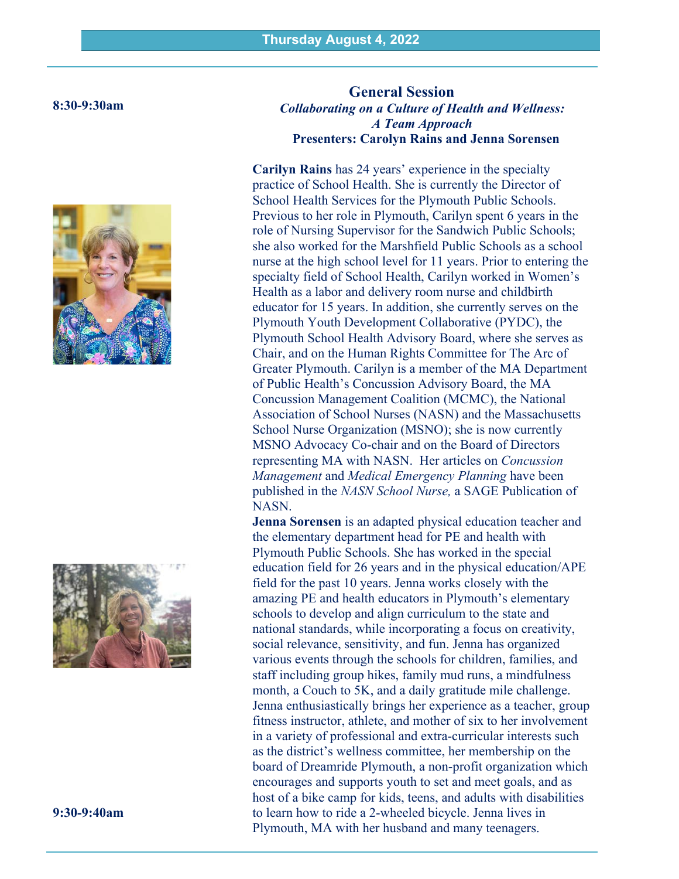## Thursday August 4, 2022

**8:30-9:30am**

### General Session

***Collaborating on a Culture of Health and Wellness: A Team Approach***

**Presenters: Carolyn Rains and Jenna Sorensen**

**Carilyn Rains** has 24 years' experience in the specialty practice of School Health. She is currently the Director of School Health Services for the Plymouth Public Schools. Previous to her role in Plymouth, Carilyn spent 6 years in the role of Nursing Supervisor for the Sandwich Public Schools; she also worked for the Marshfield Public Schools as a school nurse at the high school level for 11 years. Prior to entering the specialty field of School Health, Carilyn worked in Women's Health as a labor and delivery room nurse and childbirth educator for 15 years. In addition, she currently serves on the Plymouth Youth Development Collaborative (PYDC), the Plymouth School Health Advisory Board, where she serves as Chair, and on the Human Rights Committee for The Arc of Greater Plymouth. Carilyn is a member of the MA Department of Public Health's Concussion Advisory Board, the MA Concussion Management Coalition (MCMC), the National Association of School Nurses (NASN) and the Massachusetts School Nurse Organization (MSNO); she is now currently MSNO Advocacy Co-chair and on the Board of Directors representing MA with NASN. Her articles on *Concussion Management* and *Medical Emergency Planning* have been published in the *NASN School Nurse,* a SAGE Publication of NASN.

**Jenna Sorensen** is an adapted physical education teacher and the elementary department head for PE and health with Plymouth Public Schools. She has worked in the special education field for 26 years and in the physical education/APE field for the past 10 years. Jenna works closely with the amazing PE and health educators in Plymouth's elementary schools to develop and align curriculum to the state and national standards, while incorporating a focus on creativity, social relevance, sensitivity, and fun. Jenna has organized various events through the schools for children, families, and staff including group hikes, family mud runs, a mindfulness month, a Couch to 5K, and a daily gratitude mile challenge. Jenna enthusiastically brings her experience as a teacher, group fitness instructor, athlete, and mother of six to her involvement in a variety of professional and extra-curricular interests such as the district's wellness committee, her membership on the board of Dreamride Plymouth, a non-profit organization which encourages and supports youth to set and meet goals, and as host of a bike camp for kids, teens, and adults with disabilities to learn how to ride a 2-wheeled bicycle. Jenna lives in Plymouth, MA with her husband and many teenagers.

**9:30-9:40am**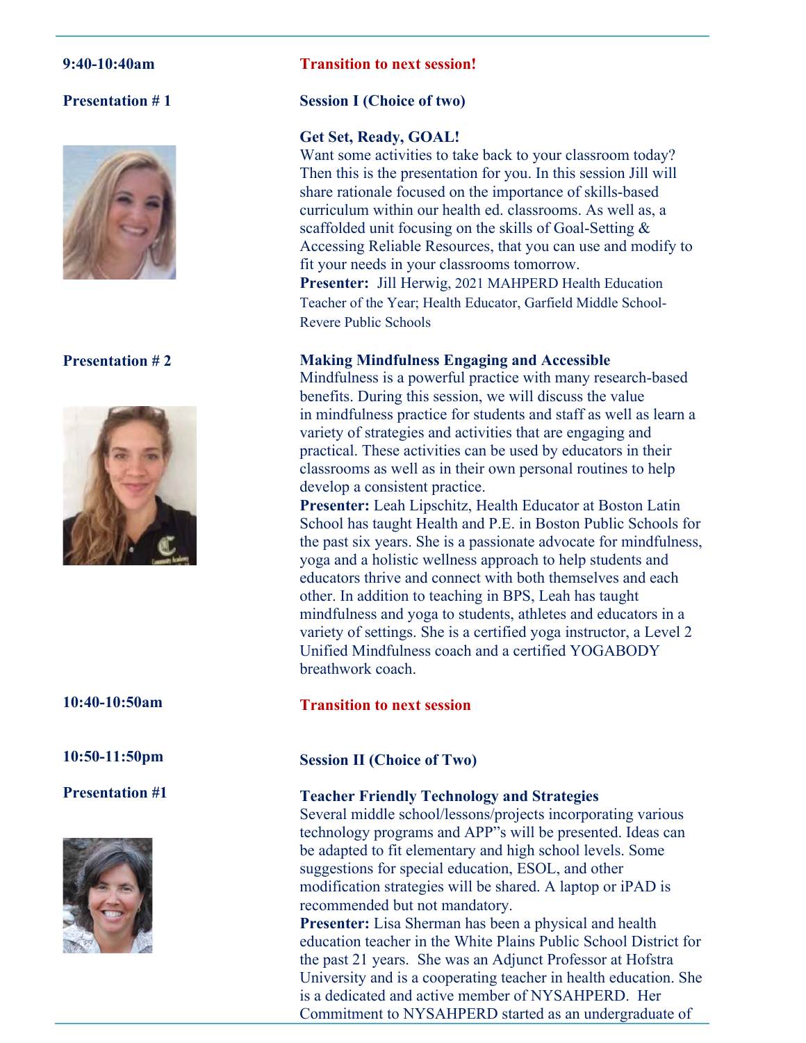**9:40-10:40am** — **Transition to next session!**

**Presentation # 1** — **Session I (Choice of two)**

**Get Set, Ready, GOAL!**

Want some activities to take back to your classroom today? Then this is the presentation for you. In this session Jill will share rationale focused on the importance of skills-based curriculum within our health ed. classrooms. As well as, a scaffolded unit focusing on the skills of Goal-Setting & Accessing Reliable Resources, that you can use and modify to fit your needs in your classrooms tomorrow.

**Presenter:** Jill Herwig, 2021 MAHPERD Health Education Teacher of the Year; Health Educator, Garfield Middle School-Revere Public Schools

**Presentation # 2**

**Making Mindfulness Engaging and Accessible**

Mindfulness is a powerful practice with many research-based benefits. During this session, we will discuss the value in mindfulness practice for students and staff as well as learn a variety of strategies and activities that are engaging and practical. These activities can be used by educators in their classrooms as well as in their own personal routines to help develop a consistent practice.

**Presenter:** Leah Lipschitz, Health Educator at Boston Latin School has taught Health and P.E. in Boston Public Schools for the past six years. She is a passionate advocate for mindfulness, yoga and a holistic wellness approach to help students and educators thrive and connect with both themselves and each other. In addition to teaching in BPS, Leah has taught mindfulness and yoga to students, athletes and educators in a variety of settings. She is a certified yoga instructor, a Level 2 Unified Mindfulness coach and a certified YOGABODY breathwork coach.

**10:40-10:50am** — **Transition to next session**

**10:50-11:50pm** — **Session II (Choice of Two)**

**Presentation #1**

**Teacher Friendly Technology and Strategies**

Several middle school/lessons/projects incorporating various technology programs and APP"s will be presented. Ideas can be adapted to fit elementary and high school levels. Some suggestions for special education, ESOL, and other modification strategies will be shared. A laptop or iPAD is recommended but not mandatory.

**Presenter:** Lisa Sherman has been a physical and health education teacher in the White Plains Public School District for the past 21 years. She was an Adjunct Professor at Hofstra University and is a cooperating teacher in health education. She is a dedicated and active member of NYSAHPERD. Her Commitment to NYSAHPERD started as an undergraduate of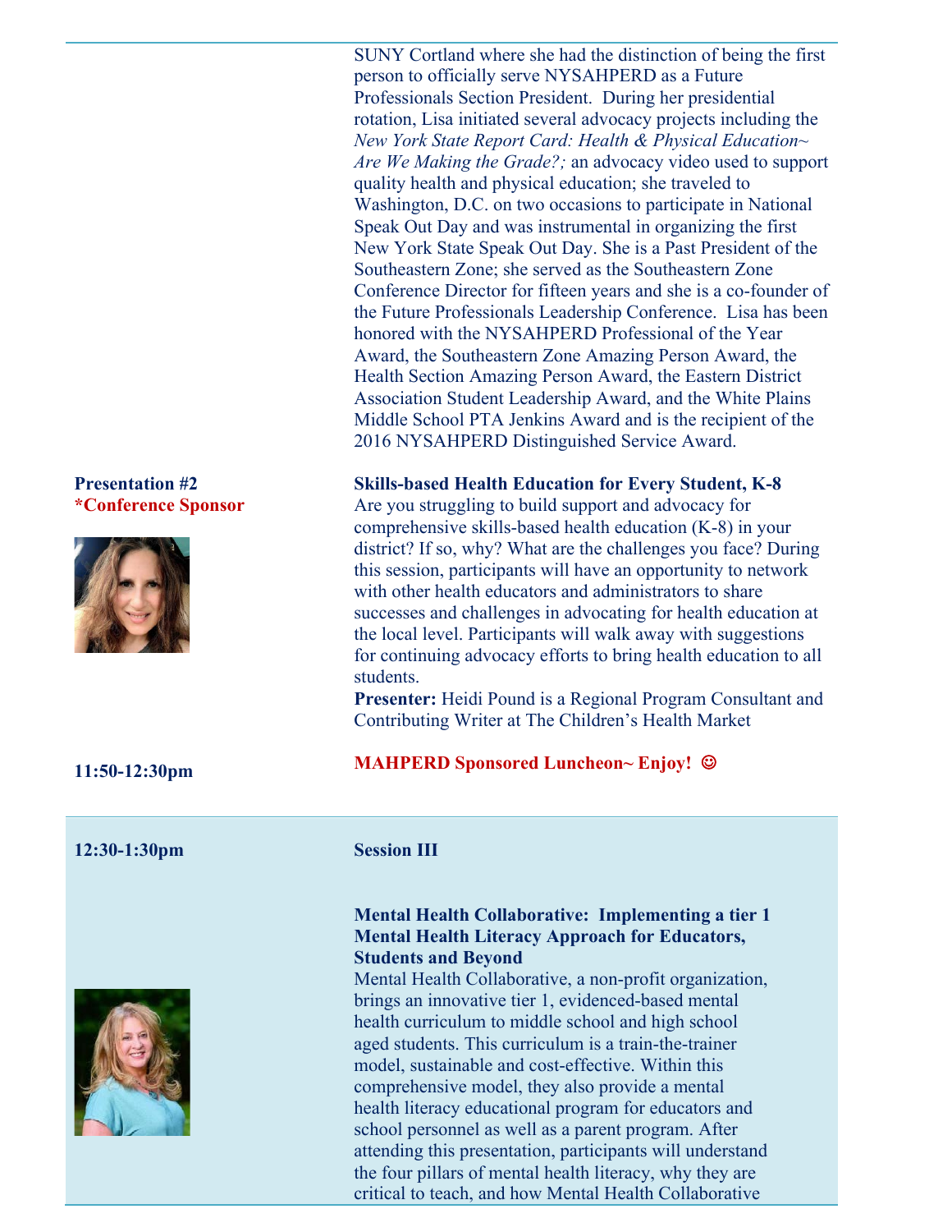SUNY Cortland where she had the distinction of being the first person to officially serve NYSAHPERD as a Future Professionals Section President. During her presidential rotation, Lisa initiated several advocacy projects including the *New York State Report Card: Health & Physical Education~ Are We Making the Grade?;* an advocacy video used to support quality health and physical education; she traveled to Washington, D.C. on two occasions to participate in National Speak Out Day and was instrumental in organizing the first New York State Speak Out Day. She is a Past President of the Southeastern Zone; she served as the Southeastern Zone Conference Director for fifteen years and she is a co-founder of the Future Professionals Leadership Conference. Lisa has been honored with the NYSAHPERD Professional of the Year Award, the Southeastern Zone Amazing Person Award, the Health Section Amazing Person Award, the Eastern District Association Student Leadership Award, and the White Plains Middle School PTA Jenkins Award and is the recipient of the 2016 NYSAHPERD Distinguished Service Award.

**Presentation #2**
**\*Conference Sponsor**

**Skills-based Health Education for Every Student, K-8**

Are you struggling to build support and advocacy for comprehensive skills-based health education (K-8) in your district? If so, why? What are the challenges you face? During this session, participants will have an opportunity to network with other health educators and administrators to share successes and challenges in advocating for health education at the local level. Participants will walk away with suggestions for continuing advocacy efforts to bring health education to all students.

**Presenter:** Heidi Pound is a Regional Program Consultant and Contributing Writer at The Children's Health Market

**11:50-12:30pm**

**MAHPERD Sponsored Luncheon~ Enjoy! ☺**

**12:30-1:30pm**

**Session III**

**Mental Health Collaborative: Implementing a tier 1 Mental Health Literacy Approach for Educators, Students and Beyond**

Mental Health Collaborative, a non-profit organization, brings an innovative tier 1, evidenced-based mental health curriculum to middle school and high school aged students. This curriculum is a train-the-trainer model, sustainable and cost-effective. Within this comprehensive model, they also provide a mental health literacy educational program for educators and school personnel as well as a parent program. After attending this presentation, participants will understand the four pillars of mental health literacy, why they are critical to teach, and how Mental Health Collaborative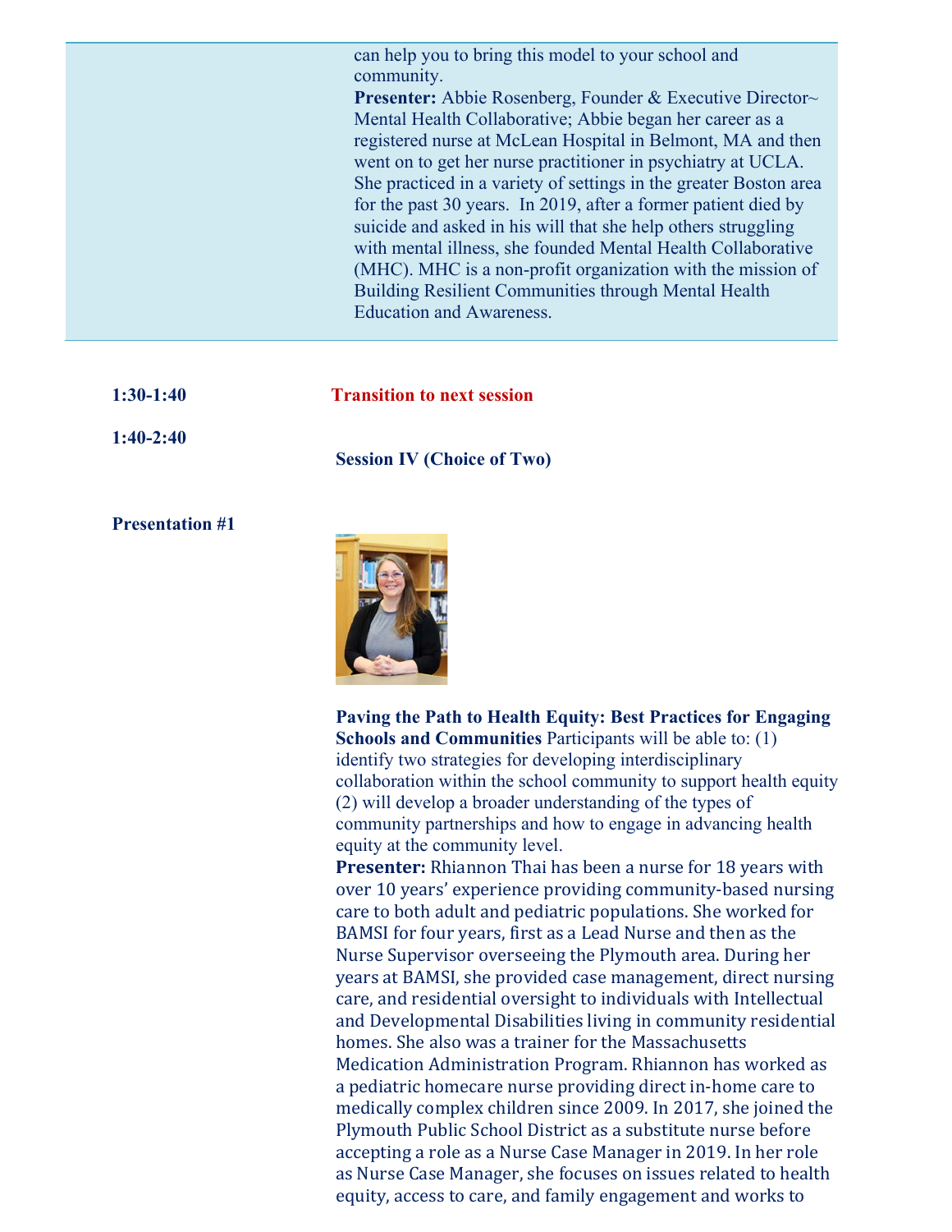can help you to bring this model to your school and community.

**Presenter:** Abbie Rosenberg, Founder & Executive Director~ Mental Health Collaborative; Abbie began her career as a registered nurse at McLean Hospital in Belmont, MA and then went on to get her nurse practitioner in psychiatry at UCLA. She practiced in a variety of settings in the greater Boston area for the past 30 years. In 2019, after a former patient died by suicide and asked in his will that she help others struggling with mental illness, she founded Mental Health Collaborative (MHC). MHC is a non-profit organization with the mission of Building Resilient Communities through Mental Health Education and Awareness.

**1:30-1:40** **Transition to next session**

**1:40-2:40** **Session IV (Choice of Two)**

**Presentation #1**

**Paving the Path to Health Equity: Best Practices for Engaging Schools and Communities** Participants will be able to: (1) identify two strategies for developing interdisciplinary collaboration within the school community to support health equity (2) will develop a broader understanding of the types of community partnerships and how to engage in advancing health equity at the community level.

**Presenter:** Rhiannon Thai has been a nurse for 18 years with over 10 years' experience providing community-based nursing care to both adult and pediatric populations. She worked for BAMSI for four years, first as a Lead Nurse and then as the Nurse Supervisor overseeing the Plymouth area. During her years at BAMSI, she provided case management, direct nursing care, and residential oversight to individuals with Intellectual and Developmental Disabilities living in community residential homes. She also was a trainer for the Massachusetts Medication Administration Program. Rhiannon has worked as a pediatric homecare nurse providing direct in-home care to medically complex children since 2009. In 2017, she joined the Plymouth Public School District as a substitute nurse before accepting a role as a Nurse Case Manager in 2019. In her role as Nurse Case Manager, she focuses on issues related to health equity, access to care, and family engagement and works to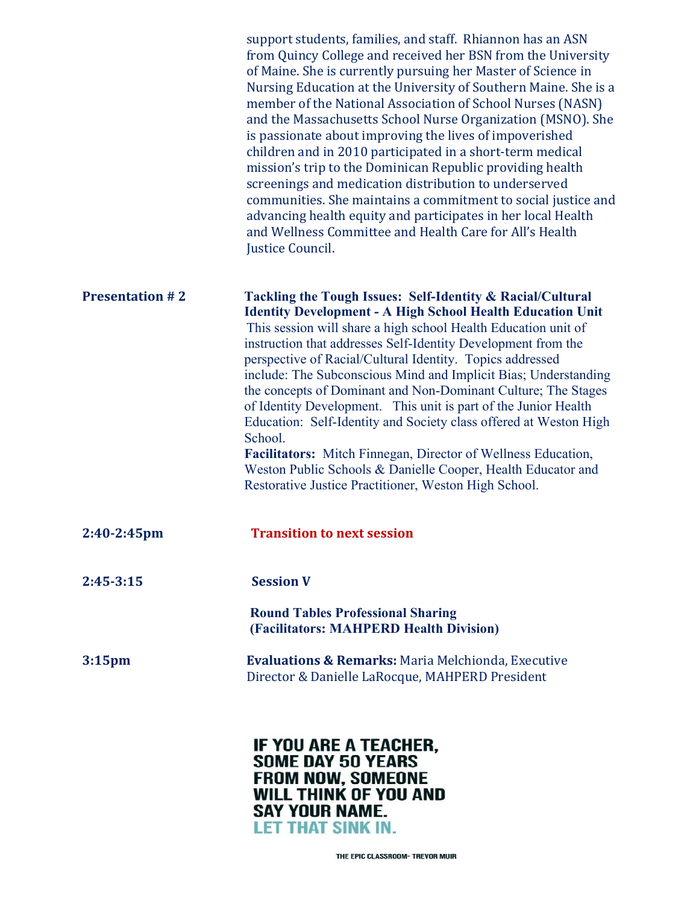support students, families, and staff. Rhiannon has an ASN from Quincy College and received her BSN from the University of Maine. She is currently pursuing her Master of Science in Nursing Education at the University of Southern Maine. She is a member of the National Association of School Nurses (NASN) and the Massachusetts School Nurse Organization (MSNO). She is passionate about improving the lives of impoverished children and in 2010 participated in a short-term medical mission's trip to the Dominican Republic providing health screenings and medication distribution to underserved communities. She maintains a commitment to social justice and advancing health equity and participates in her local Health and Wellness Committee and Health Care for All's Health Justice Council.

**Presentation # 2** **Tackling the Tough Issues: Self-Identity & Racial/Cultural Identity Development - A High School Health Education Unit**

This session will share a high school Health Education unit of instruction that addresses Self-Identity Development from the perspective of Racial/Cultural Identity. Topics addressed include: The Subconscious Mind and Implicit Bias; Understanding the concepts of Dominant and Non-Dominant Culture; The Stages of Identity Development. This unit is part of the Junior Health Education: Self-Identity and Society class offered at Weston High School.

**Facilitators:** Mitch Finnegan, Director of Wellness Education, Weston Public Schools & Danielle Cooper, Health Educator and Restorative Justice Practitioner, Weston High School.

**2:40-2:45pm** **Transition to next session**

**2:45-3:15** **Session V**

**Round Tables Professional Sharing**
**(Facilitators: MAHPERD Health Division)**

**3:15pm** **Evaluations & Remarks:** Maria Melchionda, Executive Director & Danielle LaRocque, MAHPERD President

IF YOU ARE A TEACHER, SOME DAY 50 YEARS FROM NOW, SOMEONE WILL THINK OF YOU AND SAY YOUR NAME.
LET THAT SINK IN.

THE EPIC CLASSROOM- TREVOR MUIR